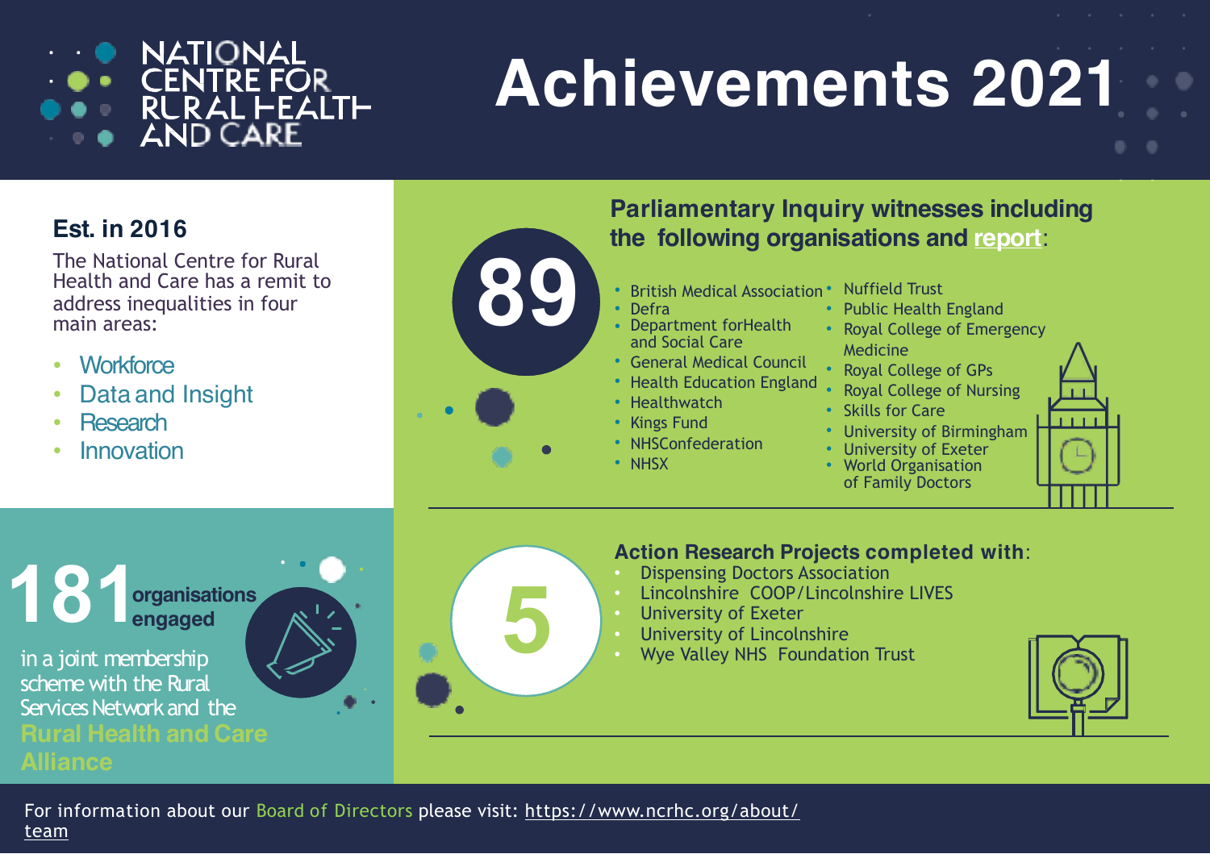# NATIONAL CENTRE FOR RURAL HEALTH AND CARE

# Achievements 2021

## Est. in 2016

The National Centre for Rural Health and Care has a remit to address inequalities in four main areas:

- Workforce
- Data and Insight
- Research
- Innovation

**181** **organisations engaged**

in a joint membership scheme with the Rural Services Network and the **Rural Health and Care Alliance**

**89**

### Parliamentary Inquiry witnesses including the following organisations and report:

- British Medical Association
- Defra
- Department forHealth and Social Care
- General Medical Council
- Health Education England
- Healthwatch
- Kings Fund
- NHSConfederation
- NHSX
- Nuffield Trust
- Public Health England
- Royal College of Emergency Medicine
- Royal College of GPs
- Royal College of Nursing
- Skills for Care
- University of Birmingham
- University of Exeter
- World Organisation of Family Doctors

**5**

### Action Research Projects completed with:

- Dispensing Doctors Association
- Lincolnshire COOP/Lincolnshire LIVES
- University of Exeter
- University of Lincolnshire
- Wye Valley NHS Foundation Trust

For information about our Board of Directors please visit: https://www.ncrhc.org/about/team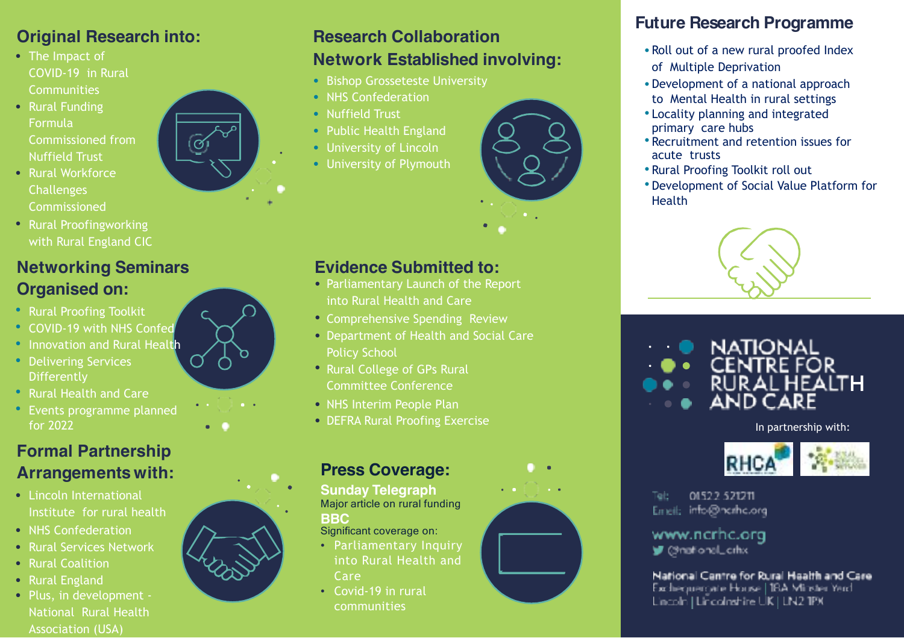## Original Research into:

- The Impact of COVID-19 in Rural Communities
- Rural Funding Formula Commissioned from Nuffield Trust
- Rural Workforce Challenges Commissioned
- Rural Proofingworking with Rural England CIC

## Networking Seminars Organised on:

- Rural Proofing Toolkit
- COVID-19 with NHS Confed
- Innovation and Rural Health
- Delivering Services Differently
- Rural Health and Care
- Events programme planned for 2022

## Formal Partnership Arrangements with:

- Lincoln International Institute for rural health
- NHS Confederation
- Rural Services Network
- Rural Coalition
- Rural England
- Plus, in development - National Rural Health Association (USA)

## Research Collaboration Network Established involving:

- Bishop Grosseteste University
- NHS Confederation
- Nuffield Trust
- Public Health England
- University of Lincoln
- University of Plymouth

## Evidence Submitted to:

- Parliamentary Launch of the Report into Rural Health and Care
- Comprehensive Spending Review
- Department of Health and Social Care Policy School
- Rural College of GPs Rural Committee Conference
- NHS Interim People Plan
- DEFRA Rural Proofing Exercise

## Press Coverage:

**Sunday Telegraph**
Major article on rural funding

**BBC**
Significant coverage on:

- Parliamentary Inquiry into Rural Health and Care
- Covid-19 in rural communities

## Future Research Programme

- Roll out of a new rural proofed Index of Multiple Deprivation
- Development of a national approach to Mental Health in rural settings
- Locality planning and integrated primary care hubs
- Recruitment and retention issues for acute trusts
- Rural Proofing Toolkit roll out
- Development of Social Value Platform for Health

NATIONAL CENTRE FOR RURAL HEALTH AND CARE

In partnership with:

RHCA

Tel: 01522 521211
Email: info@ncrhc.org

www.ncrhc.org
@national_crhc

National Centre for Rural Health and Care
Exchequergate House | 18A Minster Yard
Lincoln | Lincolnshire UK | LN2 1PX